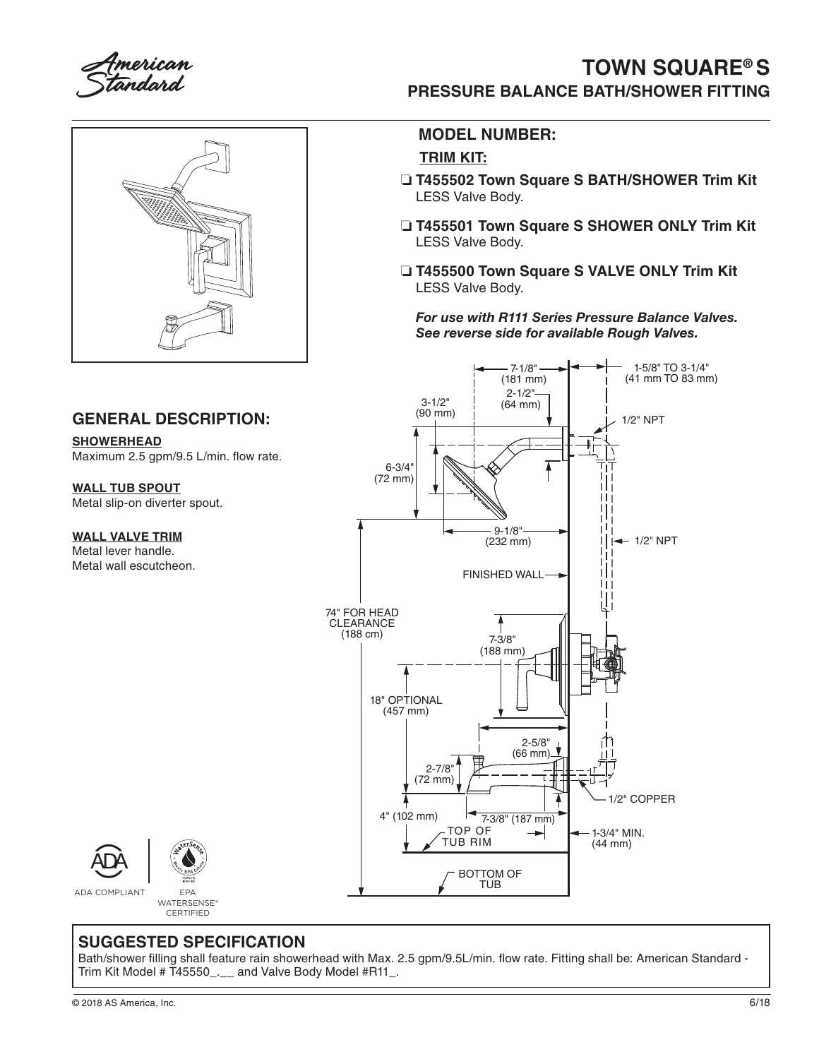# TOWN SQUARE® S

## PRESSURE BALANCE BATH/SHOWER FITTING

## MODEL NUMBER:

**TRIM KIT:**

- ❑ **T455502 Town Square S BATH/SHOWER Trim Kit** LESS Valve Body.
- ❑ **T455501 Town Square S SHOWER ONLY Trim Kit** LESS Valve Body.
- ❑ **T455500 Town Square S VALVE ONLY Trim Kit** LESS Valve Body.

***For use with R111 Series Pressure Balance Valves. See reverse side for available Rough Valves.***

## GENERAL DESCRIPTION:

**SHOWERHEAD**
Maximum 2.5 gpm/9.5 L/min. flow rate.

**WALL TUB SPOUT**
Metal slip-on diverter spout.

**WALL VALVE TRIM**
Metal lever handle.
Metal wall escutcheon.

7-1/8" (181 mm)
1-5/8" TO 3-1/4" (41 mm TO 83 mm)
2-1/2" (64 mm)
3-1/2" (90 mm)
1/2" NPT
6-3/4" (72 mm)
9-1/8" (232 mm)
1/2" NPT
FINISHED WALL
74" FOR HEAD CLEARANCE (188 cm)
7-3/8" (188 mm)
18" OPTIONAL (457 mm)
2-5/8" (66 mm)
2-7/8" (72 mm)
1/2" COPPER
4" (102 mm)
7-3/8" (187 mm)
TOP OF TUB RIM
1-3/4" MIN. (44 mm)
BOTTOM OF TUB

ADA COMPLIANT

EPA WATERSENSE® CERTIFIED

## SUGGESTED SPECIFICATION

Bath/shower filling shall feature rain showerhead with Max. 2.5 gpm/9.5L/min. flow rate. Fitting shall be: American Standard - Trim Kit Model # T45550_.__ and Valve Body Model #R11_.

© 2018 AS America, Inc. 6/18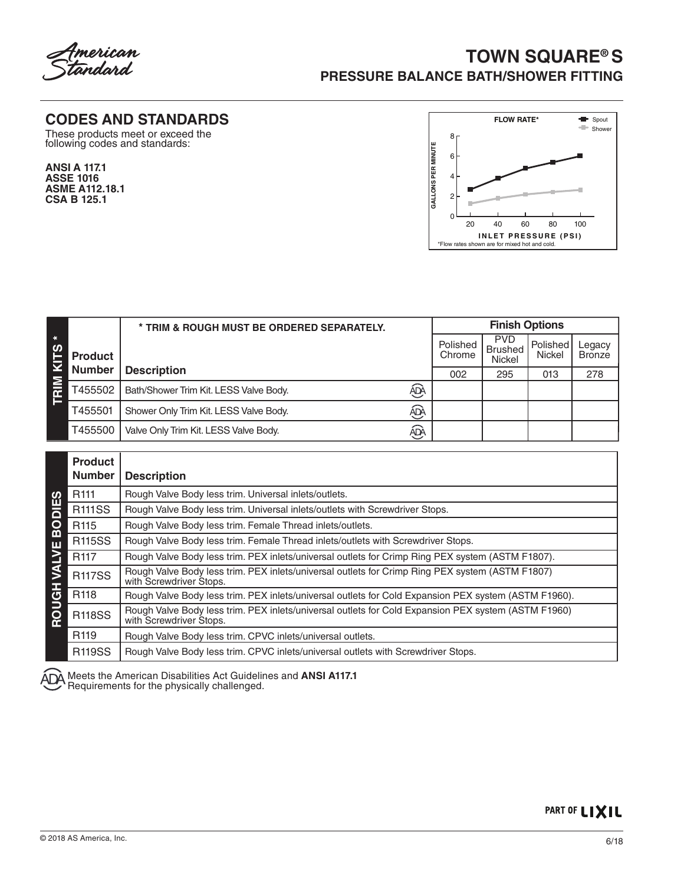# TOWN SQUARE® S

## PRESSURE BALANCE BATH/SHOWER FITTING

## CODES AND STANDARDS

These products meet or exceed the following codes and standards:

**ANSI A 117.1**
**ASSE 1016**
**ASME A112.18.1**
**CSA B 125.1**

FLOW RATE*
Spout
Shower
GALLONS PER MINUTE
0
2
4
6
8
20
40
60
80
100
INLET PRESSURE (PSI)
*Flow rates shown are for mixed hot and cold.

**TRIM KITS ***

| Product Number | Description * TRIM & ROUGH MUST BE ORDERED SEPARATELY. | | Finish Options | | | |
|---|---|---|---|---|---|---|
| | | | Polished Chrome | PVD Brushed Nickel | Polished Nickel | Legacy Bronze |
| | | | 002 | 295 | 013 | 278 |
| T455502 | Bath/Shower Trim Kit. LESS Valve Body. | ADA | | | | |
| T455501 | Shower Only Trim Kit. LESS Valve Body. | ADA | | | | |
| T455500 | Valve Only Trim Kit. LESS Valve Body. | ADA | | | | |

**ROUGH VALVE BODIES**

| Product Number | Description |
|---|---|
| R111 | Rough Valve Body less trim. Universal inlets/outlets. |
| R111SS | Rough Valve Body less trim. Universal inlets/outlets with Screwdriver Stops. |
| R115 | Rough Valve Body less trim. Female Thread inlets/outlets. |
| R115SS | Rough Valve Body less trim. Female Thread inlets/outlets with Screwdriver Stops. |
| R117 | Rough Valve Body less trim. PEX inlets/universal outlets for Crimp Ring PEX system (ASTM F1807). |
| R117SS | Rough Valve Body less trim. PEX inlets/universal outlets for Crimp Ring PEX system (ASTM F1807) with Screwdriver Stops. |
| R118 | Rough Valve Body less trim. PEX inlets/universal outlets for Cold Expansion PEX system (ASTM F1960). |
| R118SS | Rough Valve Body less trim. PEX inlets/universal outlets for Cold Expansion PEX system (ASTM F1960) with Screwdriver Stops. |
| R119 | Rough Valve Body less trim. CPVC inlets/universal outlets. |
| R119SS | Rough Valve Body less trim. CPVC inlets/universal outlets with Screwdriver Stops. |

ADA Meets the American Disabilities Act Guidelines and **ANSI A117.1** Requirements for the physically challenged.

PART OF LIXIL

© 2018 AS America, Inc.

6/18